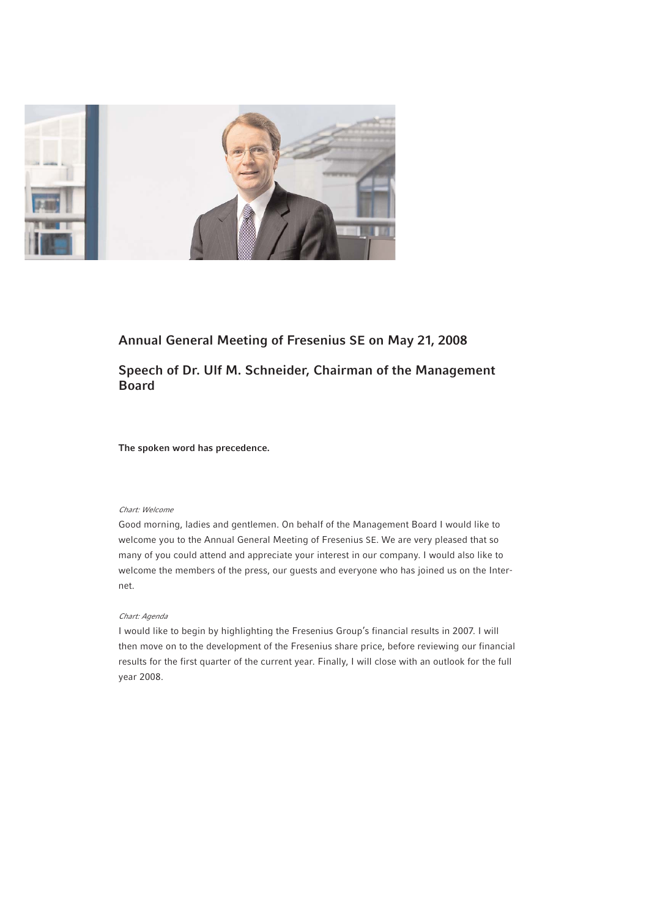## Annual General Meeting of Fresenius SE on May 21, 2008

## Speech of Dr. Ulf M. Schneider, Chairman of the Management Board

**The spoken word has precedence.**

*Chart: Welcome*

Good morning, ladies and gentlemen. On behalf of the Management Board I would like to welcome you to the Annual General Meeting of Fresenius SE. We are very pleased that so many of you could attend and appreciate your interest in our company. I would also like to welcome the members of the press, our guests and everyone who has joined us on the Internet.

*Chart: Agenda*

I would like to begin by highlighting the Fresenius Group's financial results in 2007. I will then move on to the development of the Fresenius share price, before reviewing our financial results for the first quarter of the current year. Finally, I will close with an outlook for the full year 2008.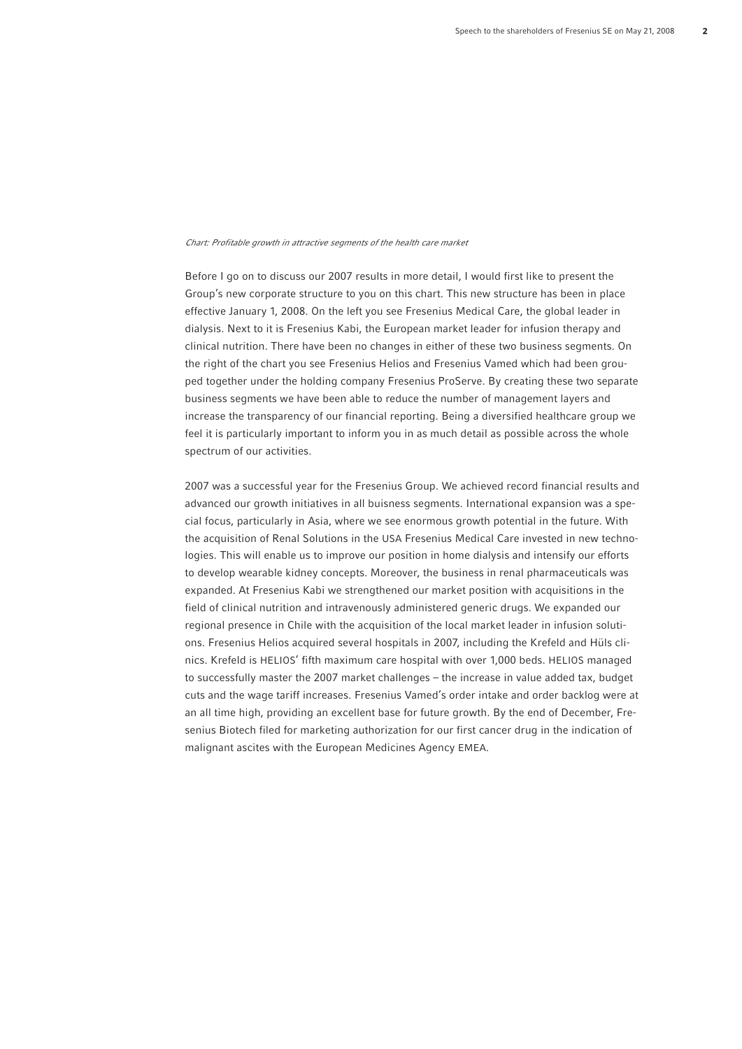*Chart: Profitable growth in attractive segments of the health care market*

Before I go on to discuss our 2007 results in more detail, I would first like to present the Group's new corporate structure to you on this chart. This new structure has been in place effective January 1, 2008. On the left you see Fresenius Medical Care, the global leader in dialysis. Next to it is Fresenius Kabi, the European market leader for infusion therapy and clinical nutrition. There have been no changes in either of these two business segments. On the right of the chart you see Fresenius Helios and Fresenius Vamed which had been grouped together under the holding company Fresenius ProServe. By creating these two separate business segments we have been able to reduce the number of management layers and increase the transparency of our financial reporting. Being a diversified healthcare group we feel it is particularly important to inform you in as much detail as possible across the whole spectrum of our activities.

2007 was a successful year for the Fresenius Group. We achieved record financial results and advanced our growth initiatives in all buisness segments. International expansion was a special focus, particularly in Asia, where we see enormous growth potential in the future. With the acquisition of Renal Solutions in the USA Fresenius Medical Care invested in new technologies. This will enable us to improve our position in home dialysis and intensify our efforts to develop wearable kidney concepts. Moreover, the business in renal pharmaceuticals was expanded. At Fresenius Kabi we strengthened our market position with acquisitions in the field of clinical nutrition and intravenously administered generic drugs. We expanded our regional presence in Chile with the acquisition of the local market leader in infusion solutions. Fresenius Helios acquired several hospitals in 2007, including the Krefeld and Hüls clinics. Krefeld is HELIOS' fifth maximum care hospital with over 1,000 beds. HELIOS managed to successfully master the 2007 market challenges – the increase in value added tax, budget cuts and the wage tariff increases. Fresenius Vamed's order intake and order backlog were at an all time high, providing an excellent base for future growth. By the end of December, Fresenius Biotech filed for marketing authorization for our first cancer drug in the indication of malignant ascites with the European Medicines Agency EMEA.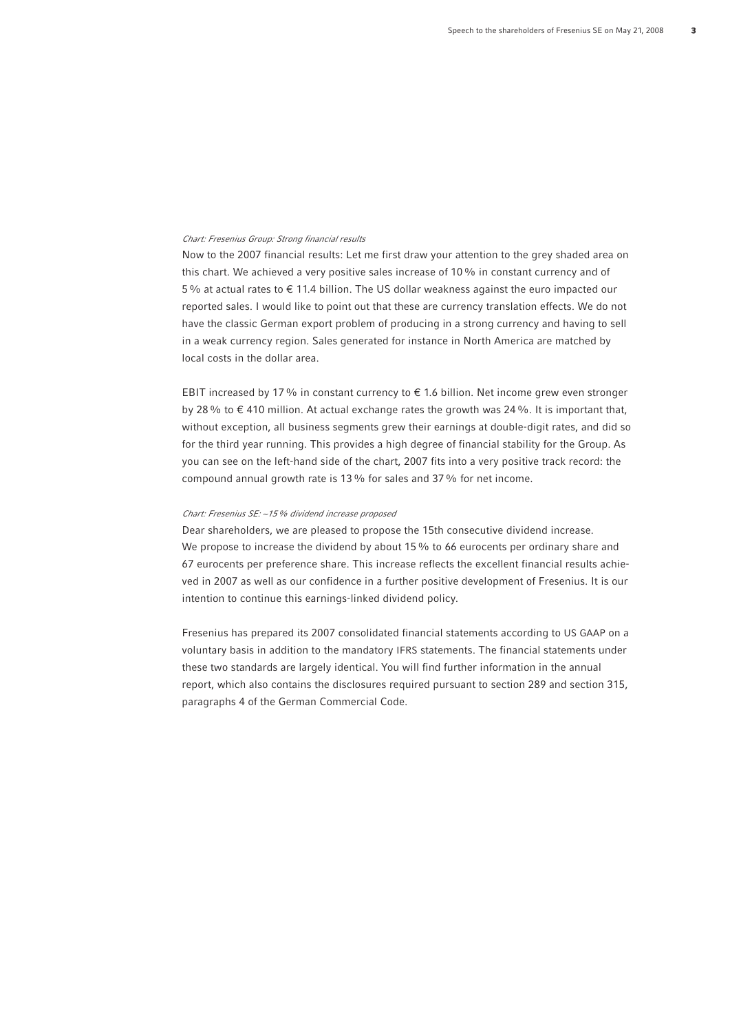*Chart: Fresenius Group: Strong financial results*

Now to the 2007 financial results: Let me first draw your attention to the grey shaded area on this chart. We achieved a very positive sales increase of 10 % in constant currency and of 5 % at actual rates to € 11.4 billion. The US dollar weakness against the euro impacted our reported sales. I would like to point out that these are currency translation effects. We do not have the classic German export problem of producing in a strong currency and having to sell in a weak currency region. Sales generated for instance in North America are matched by local costs in the dollar area.

EBIT increased by 17 % in constant currency to € 1.6 billion. Net income grew even stronger by 28 % to € 410 million. At actual exchange rates the growth was 24 %. It is important that, without exception, all business segments grew their earnings at double-digit rates, and did so for the third year running. This provides a high degree of financial stability for the Group. As you can see on the left-hand side of the chart, 2007 fits into a very positive track record: the compound annual growth rate is 13 % for sales and 37 % for net income.

*Chart: Fresenius SE: ~15 % dividend increase proposed*

Dear shareholders, we are pleased to propose the 15th consecutive dividend increase. We propose to increase the dividend by about 15 % to 66 eurocents per ordinary share and 67 eurocents per preference share. This increase reflects the excellent financial results achieved in 2007 as well as our confidence in a further positive development of Fresenius. It is our intention to continue this earnings-linked dividend policy.

Fresenius has prepared its 2007 consolidated financial statements according to US GAAP on a voluntary basis in addition to the mandatory IFRS statements. The financial statements under these two standards are largely identical. You will find further information in the annual report, which also contains the disclosures required pursuant to section 289 and section 315, paragraphs 4 of the German Commercial Code.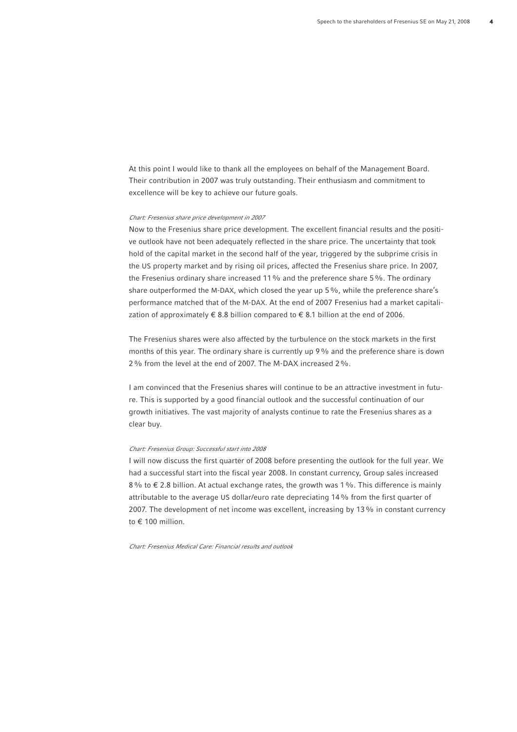At this point I would like to thank all the employees on behalf of the Management Board. Their contribution in 2007 was truly outstanding. Their enthusiasm and commitment to excellence will be key to achieve our future goals.

*Chart: Fresenius share price development in 2007*

Now to the Fresenius share price development. The excellent financial results and the positive outlook have not been adequately reflected in the share price. The uncertainty that took hold of the capital market in the second half of the year, triggered by the subprime crisis in the US property market and by rising oil prices, affected the Fresenius share price. In 2007, the Fresenius ordinary share increased 11 % and the preference share 5 %. The ordinary share outperformed the M-DAX, which closed the year up 5 %, while the preference share's performance matched that of the M-DAX. At the end of 2007 Fresenius had a market capitalization of approximately € 8.8 billion compared to € 8.1 billion at the end of 2006.

The Fresenius shares were also affected by the turbulence on the stock markets in the first months of this year. The ordinary share is currently up 9 % and the preference share is down 2 % from the level at the end of 2007. The M-DAX increased 2 %.

I am convinced that the Fresenius shares will continue to be an attractive investment in future. This is supported by a good financial outlook and the successful continuation of our growth initiatives. The vast majority of analysts continue to rate the Fresenius shares as a clear buy.

*Chart: Fresenius Group: Successful start into 2008*

I will now discuss the first quarter of 2008 before presenting the outlook for the full year. We had a successful start into the fiscal year 2008. In constant currency, Group sales increased 8 % to € 2.8 billion. At actual exchange rates, the growth was 1 %. This difference is mainly attributable to the average US dollar/euro rate depreciating 14 % from the first quarter of 2007. The development of net income was excellent, increasing by 13 % in constant currency to € 100 million.

*Chart: Fresenius Medical Care: Financial results and outlook*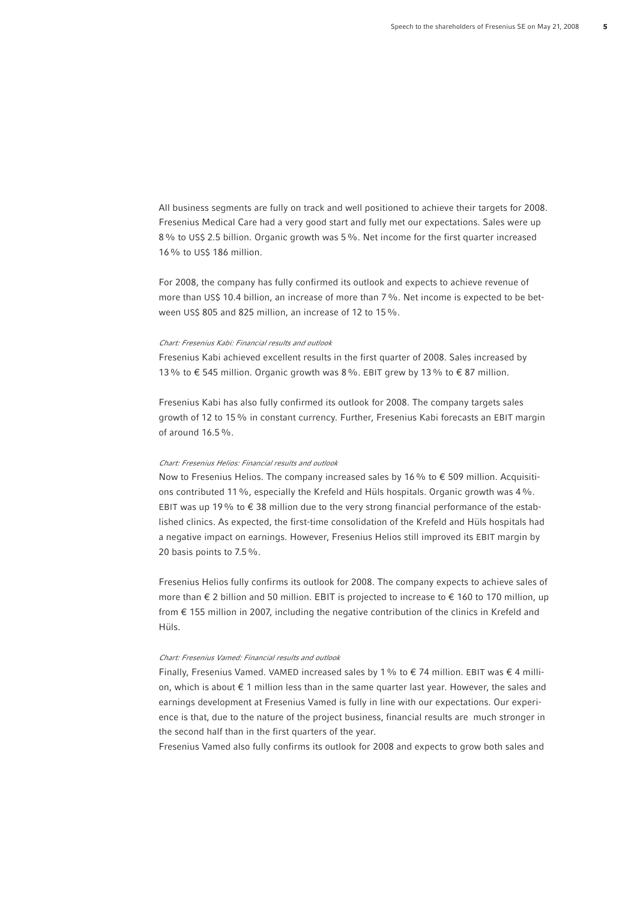All business segments are fully on track and well positioned to achieve their targets for 2008. Fresenius Medical Care had a very good start and fully met our expectations. Sales were up 8 % to US$ 2.5 billion. Organic growth was 5 %. Net income for the first quarter increased 16 % to US$ 186 million.

For 2008, the company has fully confirmed its outlook and expects to achieve revenue of more than US$ 10.4 billion, an increase of more than 7 %. Net income is expected to be between US$ 805 and 825 million, an increase of 12 to 15 %.

*Chart: Fresenius Kabi: Financial results and outlook*

Fresenius Kabi achieved excellent results in the first quarter of 2008. Sales increased by 13 % to € 545 million. Organic growth was 8 %. EBIT grew by 13 % to € 87 million.

Fresenius Kabi has also fully confirmed its outlook for 2008. The company targets sales growth of 12 to 15 % in constant currency. Further, Fresenius Kabi forecasts an EBIT margin of around 16.5 %.

*Chart: Fresenius Helios: Financial results and outlook*

Now to Fresenius Helios. The company increased sales by 16 % to € 509 million. Acquisitions contributed 11 %, especially the Krefeld and Hüls hospitals. Organic growth was 4 %. EBIT was up 19 % to € 38 million due to the very strong financial performance of the established clinics. As expected, the first-time consolidation of the Krefeld and Hüls hospitals had a negative impact on earnings. However, Fresenius Helios still improved its EBIT margin by 20 basis points to 7.5 %.

Fresenius Helios fully confirms its outlook for 2008. The company expects to achieve sales of more than € 2 billion and 50 million. EBIT is projected to increase to € 160 to 170 million, up from € 155 million in 2007, including the negative contribution of the clinics in Krefeld and Hüls.

*Chart: Fresenius Vamed: Financial results and outlook*

Finally, Fresenius Vamed. VAMED increased sales by 1 % to € 74 million. EBIT was € 4 million, which is about € 1 million less than in the same quarter last year. However, the sales and earnings development at Fresenius Vamed is fully in line with our expectations. Our experience is that, due to the nature of the project business, financial results are much stronger in the second half than in the first quarters of the year.

Fresenius Vamed also fully confirms its outlook for 2008 and expects to grow both sales and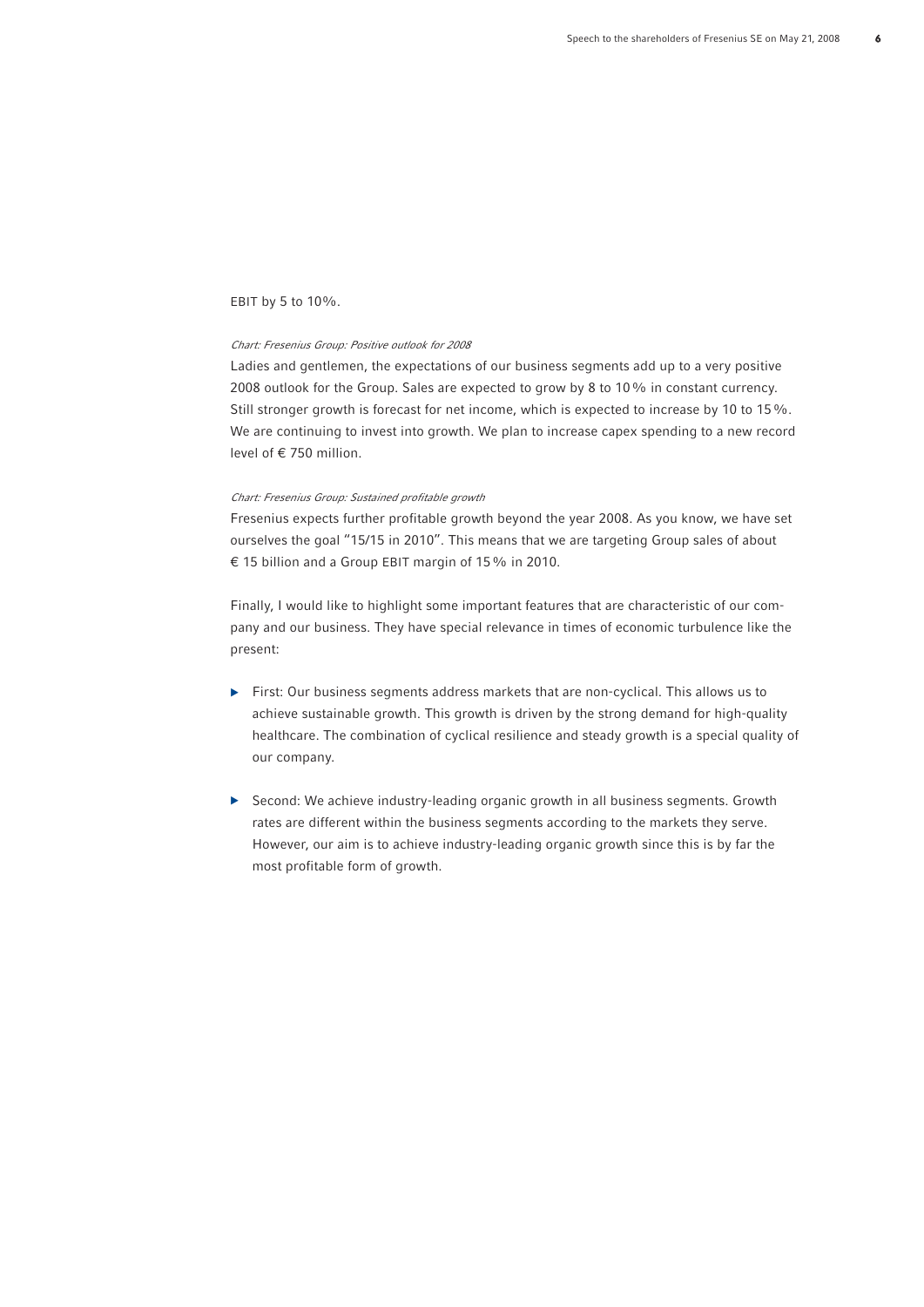EBIT by 5 to 10 %.

*Chart: Fresenius Group: Positive outlook for 2008*

Ladies and gentlemen, the expectations of our business segments add up to a very positive 2008 outlook for the Group. Sales are expected to grow by 8 to 10 % in constant currency. Still stronger growth is forecast for net income, which is expected to increase by 10 to 15 %. We are continuing to invest into growth. We plan to increase capex spending to a new record level of € 750 million.

*Chart: Fresenius Group: Sustained profitable growth*

Fresenius expects further profitable growth beyond the year 2008. As you know, we have set ourselves the goal "15/15 in 2010". This means that we are targeting Group sales of about € 15 billion and a Group EBIT margin of 15 % in 2010.

Finally, I would like to highlight some important features that are characteristic of our company and our business. They have special relevance in times of economic turbulence like the present:

- First: Our business segments address markets that are non-cyclical. This allows us to achieve sustainable growth. This growth is driven by the strong demand for high-quality healthcare. The combination of cyclical resilience and steady growth is a special quality of our company.
- Second: We achieve industry-leading organic growth in all business segments. Growth rates are different within the business segments according to the markets they serve. However, our aim is to achieve industry-leading organic growth since this is by far the most profitable form of growth.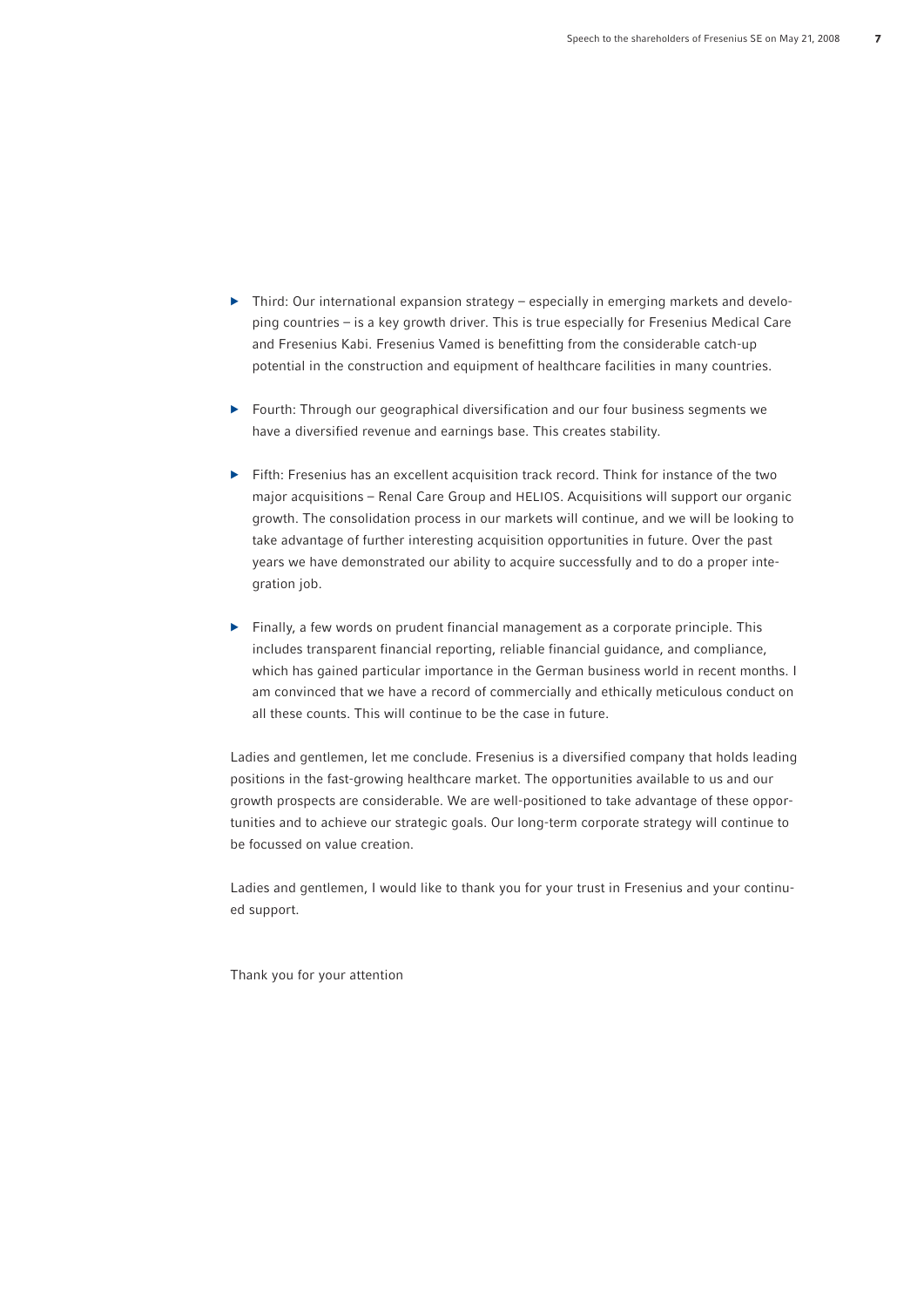- Third: Our international expansion strategy – especially in emerging markets and developing countries – is a key growth driver. This is true especially for Fresenius Medical Care and Fresenius Kabi. Fresenius Vamed is benefitting from the considerable catch-up potential in the construction and equipment of healthcare facilities in many countries.

- Fourth: Through our geographical diversification and our four business segments we have a diversified revenue and earnings base. This creates stability.

- Fifth: Fresenius has an excellent acquisition track record. Think for instance of the two major acquisitions – Renal Care Group and HELIOS. Acquisitions will support our organic growth. The consolidation process in our markets will continue, and we will be looking to take advantage of further interesting acquisition opportunities in future. Over the past years we have demonstrated our ability to acquire successfully and to do a proper integration job.

- Finally, a few words on prudent financial management as a corporate principle. This includes transparent financial reporting, reliable financial guidance, and compliance, which has gained particular importance in the German business world in recent months. I am convinced that we have a record of commercially and ethically meticulous conduct on all these counts. This will continue to be the case in future.

Ladies and gentlemen, let me conclude. Fresenius is a diversified company that holds leading positions in the fast-growing healthcare market. The opportunities available to us and our growth prospects are considerable. We are well-positioned to take advantage of these opportunities and to achieve our strategic goals. Our long-term corporate strategy will continue to be focussed on value creation.

Ladies and gentlemen, I would like to thank you for your trust in Fresenius and your continued support.

Thank you for your attention